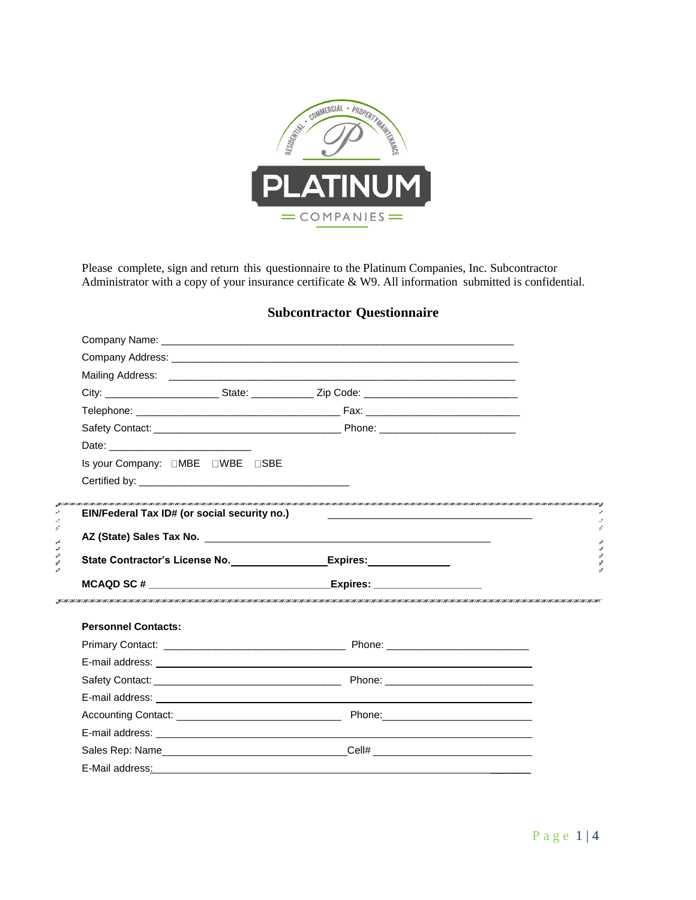PLATINUM

COMPANIES

RESIDENTIAL • COMMERCIAL • PROPERTY MAINTENANCE

Please complete, sign and return this questionnaire to the Platinum Companies, Inc. Subcontractor Administrator with a copy of your insurance certificate & W9. All information submitted is confidential.

## Subcontractor Questionnaire

Company Name: ___________________________________________________________

Company Address: ________________________________________________________

Mailing Address: _________________________________________________________

City: ____________________ State: ___________ Zip Code: ___________________________

Telephone: ____________________________________ Fax: ___________________________

Safety Contact: ________________________________ Phone: ________________________

Date: _________________________

Is your Company: ☐MBE ☐WBE ☐SBE

Certified by: ____________________________________

**EIN/Federal Tax ID# (or social security no.)** ________________________________

**AZ (State) Sales Tax No.** ____________________________________________

**State Contractor's License No.** ________________ **Expires:** ______________

**MCAQD SC #** ______________________________ **Expires:** __________________

**Personnel Contacts:**

Primary Contact: ______________________________ Phone: ________________________

E-mail address: ____________________________________________________________

Safety Contact: _______________________________ Phone: _________________________

E-mail address: ____________________________________________________________

Accounting Contact: ___________________________ Phone: _________________________

E-mail address: ____________________________________________________________

Sales Rep: Name______________________________ Cell# ___________________________

E-Mail address: _____________________________________________________________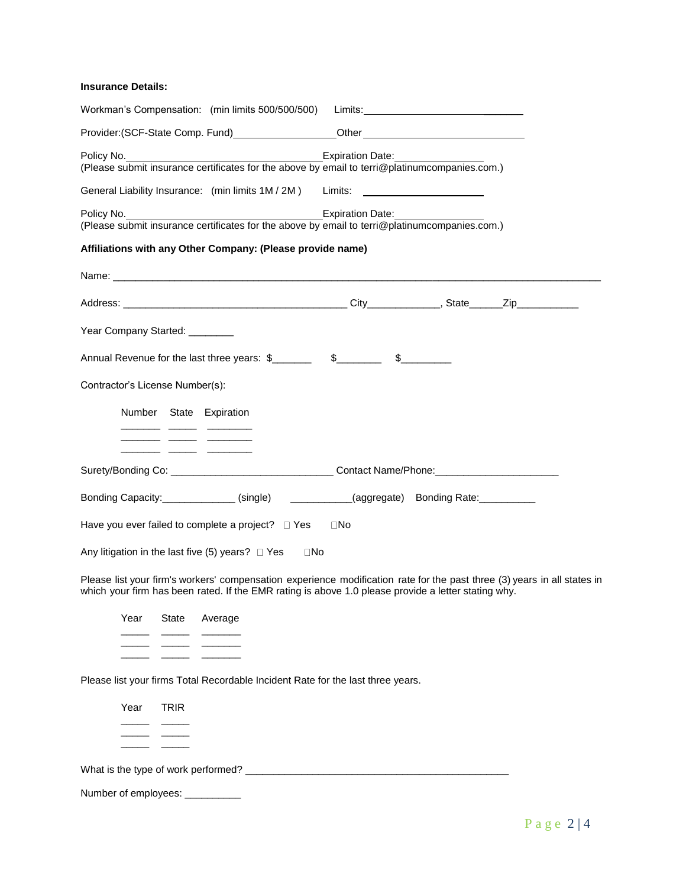**Insurance Details:**

Workman's Compensation: (min limits 500/500/500) Limits:\_\_\_\_\_\_\_\_\_\_\_\_\_\_\_\_\_\_\_\_\_\_\_\_\_\_\_\_

Provider:(SCF-State Comp. Fund)\_\_\_\_\_\_\_\_\_\_\_\_\_\_\_\_\_\_\_\_Other\_\_\_\_\_\_\_\_\_\_\_\_\_\_\_\_\_\_\_\_\_\_\_\_\_\_\_\_\_\_

Policy No.\_\_\_\_\_\_\_\_\_\_\_\_\_\_\_\_\_\_\_\_\_\_\_\_\_\_\_\_\_\_\_\_\_\_\_\_Expiration Date:\_\_\_\_\_\_\_\_\_\_\_\_\_\_\_\_\_
(Please submit insurance certificates for the above by email to terri@platinumcompanies.com.)

General Liability Insurance: (min limits 1M / 2M ) Limits: \_\_\_\_\_\_\_\_\_\_\_\_\_\_\_\_\_\_\_\_\_\_\_\_

Policy No.\_\_\_\_\_\_\_\_\_\_\_\_\_\_\_\_\_\_\_\_\_\_\_\_\_\_\_\_\_\_\_\_\_\_\_\_Expiration Date:\_\_\_\_\_\_\_\_\_\_\_\_\_\_\_\_\_
(Please submit insurance certificates for the above by email to terri@platinumcompanies.com.)

**Affiliations with any Other Company: (Please provide name)**

Name: \_\_\_\_\_\_\_\_\_\_\_\_\_\_\_\_\_\_\_\_\_\_\_\_\_\_\_\_\_\_\_\_\_\_\_\_\_\_\_\_\_\_\_\_\_\_\_\_\_\_\_\_\_\_\_\_\_\_\_\_\_\_\_\_\_\_\_\_\_\_\_\_\_\_\_\_\_\_

Address: \_\_\_\_\_\_\_\_\_\_\_\_\_\_\_\_\_\_\_\_\_\_\_\_\_\_\_\_\_\_\_\_\_\_\_\_\_\_\_\_ City\_\_\_\_\_\_\_\_\_\_\_\_\_, State\_\_\_\_\_\_Zip\_\_\_\_\_\_\_\_\_\_\_

Year Company Started: \_\_\_\_\_\_\_\_

Annual Revenue for the last three years: $\_\_\_\_\_\_\_ $\_\_\_\_\_\_\_\_ $\_\_\_\_\_\_\_\_\_

Contractor's License Number(s):

| Number | State | Expiration |
|---|---|---|
| \_\_\_\_\_\_\_ | \_\_\_\_\_ | \_\_\_\_\_\_\_\_ |
| \_\_\_\_\_\_\_ | \_\_\_\_\_ | \_\_\_\_\_\_\_\_ |
| \_\_\_\_\_\_\_ | \_\_\_\_\_ | \_\_\_\_\_\_\_\_ |

Surety/Bonding Co: \_\_\_\_\_\_\_\_\_\_\_\_\_\_\_\_\_\_\_\_\_\_\_\_\_\_\_\_\_ Contact Name/Phone:\_\_\_\_\_\_\_\_\_\_\_\_\_\_\_\_\_\_\_\_\_\_

Bonding Capacity:\_\_\_\_\_\_\_\_\_\_\_\_\_ (single) \_\_\_\_\_\_\_\_\_\_\_(aggregate) Bonding Rate:\_\_\_\_\_\_\_\_\_\_

Have you ever failed to complete a project? ☐ Yes ☐No

Any litigation in the last five (5) years? ☐ Yes ☐No

Please list your firm's workers' compensation experience modification rate for the past three (3) years in all states in which your firm has been rated. If the EMR rating is above 1.0 please provide a letter stating why.

| Year | State | Average |
|---|---|---|
| \_\_\_\_\_ | \_\_\_\_\_ | \_\_\_\_\_\_\_ |
| \_\_\_\_\_ | \_\_\_\_\_ | \_\_\_\_\_\_\_ |
| \_\_\_\_\_ | \_\_\_\_\_ | \_\_\_\_\_\_\_ |

Please list your firms Total Recordable Incident Rate for the last three years.

| Year | TRIR |
|---|---|
| \_\_\_\_\_ | \_\_\_\_\_ |
| \_\_\_\_\_ | \_\_\_\_\_ |
| \_\_\_\_\_ | \_\_\_\_\_ |

What is the type of work performed? \_\_\_\_\_\_\_\_\_\_\_\_\_\_\_\_\_\_\_\_\_\_\_\_\_\_\_\_\_\_\_\_\_\_\_\_\_\_\_\_\_\_\_\_\_\_\_\_

Number of employees: \_\_\_\_\_\_\_\_\_\_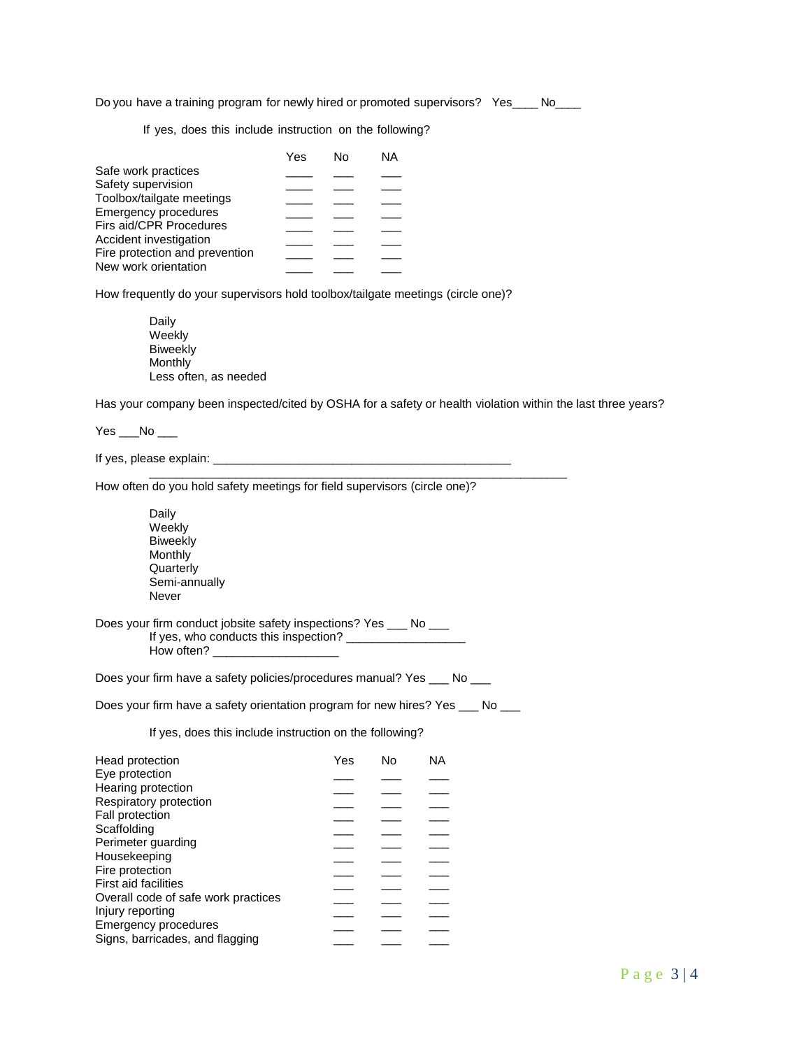Do you have a training program for newly hired or promoted supervisors? Yes____ No____

If yes, does this include instruction on the following?

| | Yes | No | NA |
|---|---|---|---|
| Safe work practices | ____ | ___ | ___ |
| Safety supervision | ____ | ___ | ___ |
| Toolbox/tailgate meetings | ____ | ___ | ___ |
| Emergency procedures | ____ | ___ | ___ |
| Firs aid/CPR Procedures | ____ | ___ | ___ |
| Accident investigation | ____ | ___ | ___ |
| Fire protection and prevention | ____ | ___ | ___ |
| New work orientation | ____ | ___ | ___ |

How frequently do your supervisors hold toolbox/tailgate meetings (circle one)?

Daily
Weekly
Biweekly
Monthly
Less often, as needed

Has your company been inspected/cited by OSHA for a safety or health violation within the last three years?

Yes ___No ___

If yes, please explain: _______________________________________________
_________________________________________________________________

How often do you hold safety meetings for field supervisors (circle one)?

Daily
Weekly
Biweekly
Monthly
Quarterly
Semi-annually
Never

Does your firm conduct jobsite safety inspections? Yes ___ No ___
If yes, who conducts this inspection? __________________
How often? ___________________

Does your firm have a safety policies/procedures manual? Yes ___ No ___

Does your firm have a safety orientation program for new hires? Yes ___ No ___

If yes, does this include instruction on the following?

| | Yes | No | NA |
|---|---|---|---|
| Head protection | | | |
| Eye protection | ___ | ___ | ___ |
| Hearing protection | ___ | ___ | ___ |
| Respiratory protection | ___ | ___ | ___ |
| Fall protection | ___ | ___ | ___ |
| Scaffolding | ___ | ___ | ___ |
| Perimeter guarding | ___ | ___ | ___ |
| Housekeeping | ___ | ___ | ___ |
| Fire protection | ___ | ___ | ___ |
| First aid facilities | ___ | ___ | ___ |
| Overall code of safe work practices | ___ | ___ | ___ |
| Injury reporting | ___ | ___ | ___ |
| Emergency procedures | ___ | ___ | ___ |
| Signs, barricades, and flagging | ___ | ___ | ___ |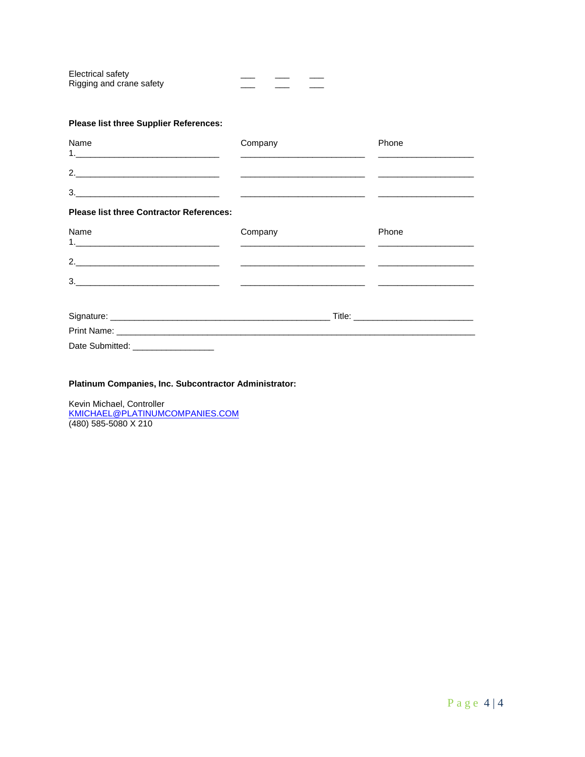| | | | |
|---|---|---|---|
| Electrical safety | ___ | ___ | ___ |
| Rigging and crane safety | ___ | ___ | ___ |

**Please list three Supplier References:**

| Name | Company | Phone |
|---|---|---|
| 1.______________________________ | ___________________________ | _____________________ |
| 2.______________________________ | ___________________________ | _____________________ |
| 3.______________________________ | ___________________________ | _____________________ |

**Please list three Contractor References:**

| Name | Company | Phone |
|---|---|---|
| 1.______________________________ | ___________________________ | _____________________ |
| 2.______________________________ | ___________________________ | _____________________ |
| 3.______________________________ | ___________________________ | _____________________ |

Signature: ______________________________________________ Title: _________________________

Print Name: ____________________________________________________________________________

Date Submitted: _________________

**Platinum Companies, Inc. Subcontractor Administrator:**

Kevin Michael, Controller
KMICHAEL@PLATINUMCOMPANIES.COM
(480) 585-5080 X 210